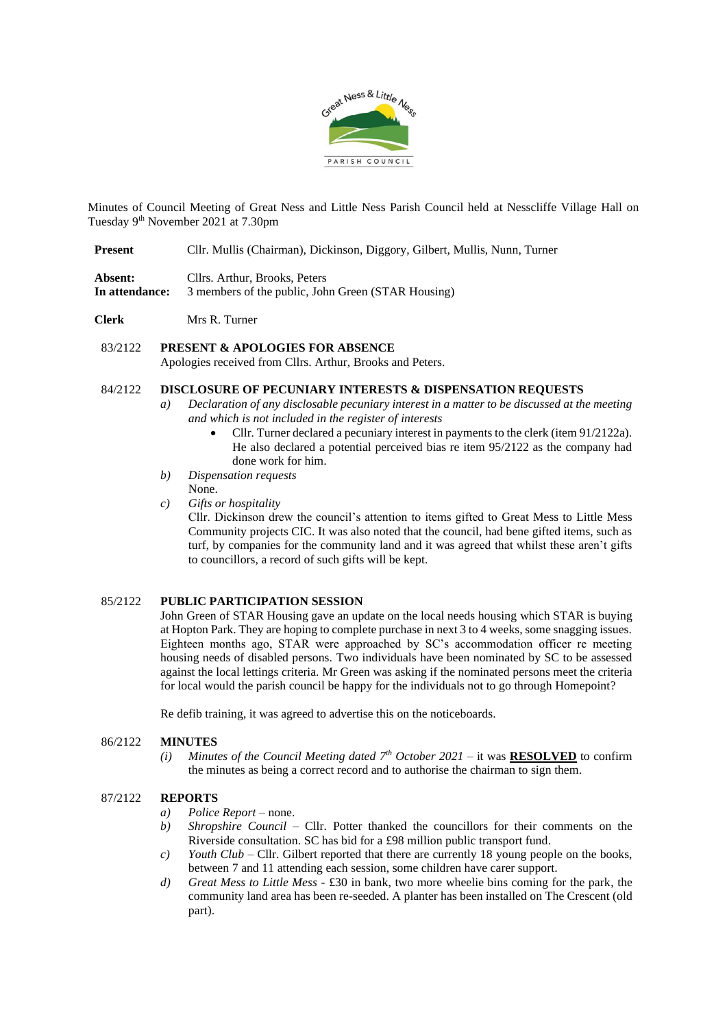Minutes of Council Meeting of Great Ness and Little Ness Parish Council held at Nesscliffe Village Hall on Tuesday 9th November 2021 at 7.30pm

**Present** Cllr. Mullis (Chairman), Dickinson, Diggory, Gilbert, Mullis, Nunn, Turner

**Absent:** Cllrs. Arthur, Brooks, Peters
**In attendance:** 3 members of the public, John Green (STAR Housing)

**Clerk** Mrs R. Turner

83/2122 **PRESENT & APOLOGIES FOR ABSENCE**
Apologies received from Cllrs. Arthur, Brooks and Peters.

84/2122 **DISCLOSURE OF PECUNIARY INTERESTS & DISPENSATION REQUESTS**

*a) Declaration of any disclosable pecuniary interest in a matter to be discussed at the meeting and which is not included in the register of interests*
- Cllr. Turner declared a pecuniary interest in payments to the clerk (item 91/2122a). He also declared a potential perceived bias re item 95/2122 as the company had done work for him.

*b) Dispensation requests*
None.

*c) Gifts or hospitality*
Cllr. Dickinson drew the council's attention to items gifted to Great Mess to Little Mess Community projects CIC. It was also noted that the council, had bene gifted items, such as turf, by companies for the community land and it was agreed that whilst these aren't gifts to councillors, a record of such gifts will be kept.

85/2122 **PUBLIC PARTICIPATION SESSION**
John Green of STAR Housing gave an update on the local needs housing which STAR is buying at Hopton Park. They are hoping to complete purchase in next 3 to 4 weeks, some snagging issues. Eighteen months ago, STAR were approached by SC's accommodation officer re meeting housing needs of disabled persons. Two individuals have been nominated by SC to be assessed against the local lettings criteria. Mr Green was asking if the nominated persons meet the criteria for local would the parish council be happy for the individuals not to go through Homepoint?

Re defib training, it was agreed to advertise this on the noticeboards.

86/2122 **MINUTES**

*(i) Minutes of the Council Meeting dated 7th October 2021* – it was **RESOLVED** to confirm the minutes as being a correct record and to authorise the chairman to sign them.

87/2122 **REPORTS**

*a) Police Report* – none.

*b) Shropshire Council* – Cllr. Potter thanked the councillors for their comments on the Riverside consultation. SC has bid for a £98 million public transport fund.

*c) Youth Club* – Cllr. Gilbert reported that there are currently 18 young people on the books, between 7 and 11 attending each session, some children have carer support.

*d) Great Mess to Little Mess* - £30 in bank, two more wheelie bins coming for the park, the community land area has been re-seeded. A planter has been installed on The Crescent (old part).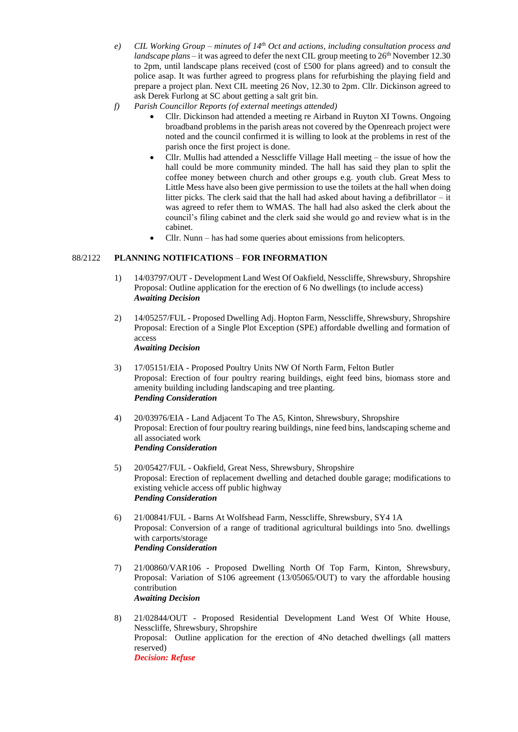e) *CIL Working Group – minutes of 14th Oct and actions, including consultation process and landscape plans* – it was agreed to defer the next CIL group meeting to 26th November 12.30 to 2pm, until landscape plans received (cost of £500 for plans agreed) and to consult the police asap. It was further agreed to progress plans for refurbishing the playing field and prepare a project plan. Next CIL meeting 26 Nov, 12.30 to 2pm. Cllr. Dickinson agreed to ask Derek Furlong at SC about getting a salt grit bin.

f) *Parish Councillor Reports (of external meetings attended)*

- Cllr. Dickinson had attended a meeting re Airband in Ruyton XI Towns. Ongoing broadband problems in the parish areas not covered by the Openreach project were noted and the council confirmed it is willing to look at the problems in rest of the parish once the first project is done.
- Cllr. Mullis had attended a Nesscliffe Village Hall meeting – the issue of how the hall could be more community minded. The hall has said they plan to split the coffee money between church and other groups e.g. youth club. Great Mess to Little Mess have also been give permission to use the toilets at the hall when doing litter picks. The clerk said that the hall had asked about having a defibrillator – it was agreed to refer them to WMAS. The hall had also asked the clerk about the council's filing cabinet and the clerk said she would go and review what is in the cabinet.
- Cllr. Nunn – has had some queries about emissions from helicopters.

## 88/2122 PLANNING NOTIFICATIONS – FOR INFORMATION

1) 14/03797/OUT - Development Land West Of Oakfield, Nesscliffe, Shrewsbury, Shropshire
Proposal: Outline application for the erection of 6 No dwellings (to include access)
***Awaiting Decision***

2) 14/05257/FUL - Proposed Dwelling Adj. Hopton Farm, Nesscliffe, Shrewsbury, Shropshire
Proposal: Erection of a Single Plot Exception (SPE) affordable dwelling and formation of access
***Awaiting Decision***

3) 17/05151/EIA - Proposed Poultry Units NW Of North Farm, Felton Butler
Proposal: Erection of four poultry rearing buildings, eight feed bins, biomass store and amenity building including landscaping and tree planting.
***Pending Consideration***

4) 20/03976/EIA - Land Adjacent To The A5, Kinton, Shrewsbury, Shropshire
Proposal: Erection of four poultry rearing buildings, nine feed bins, landscaping scheme and all associated work
***Pending Consideration***

5) 20/05427/FUL - Oakfield, Great Ness, Shrewsbury, Shropshire
Proposal: Erection of replacement dwelling and detached double garage; modifications to existing vehicle access off public highway
***Pending Consideration***

6) 21/00841/FUL - Barns At Wolfshead Farm, Nesscliffe, Shrewsbury, SY4 1A
Proposal: Conversion of a range of traditional agricultural buildings into 5no. dwellings with carports/storage
***Pending Consideration***

7) 21/00860/VAR106 - Proposed Dwelling North Of Top Farm, Kinton, Shrewsbury,
Proposal: Variation of S106 agreement (13/05065/OUT) to vary the affordable housing contribution
***Awaiting Decision***

8) 21/02844/OUT - Proposed Residential Development Land West Of White House, Nesscliffe, Shrewsbury, Shropshire
Proposal: Outline application for the erection of 4No detached dwellings (all matters reserved)
***Decision: Refuse***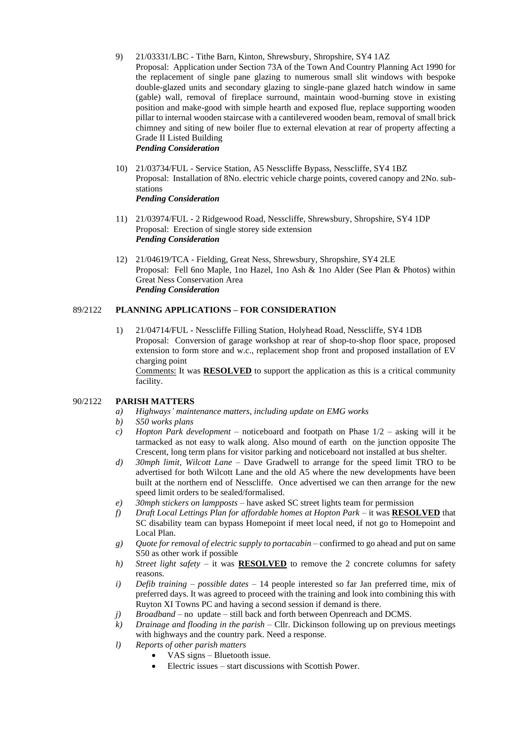9) 21/03331/LBC - Tithe Barn, Kinton, Shrewsbury, Shropshire, SY4 1AZ
   Proposal: Application under Section 73A of the Town And Country Planning Act 1990 for the replacement of single pane glazing to numerous small slit windows with bespoke double-glazed units and secondary glazing to single-pane glazed hatch window in same (gable) wall, removal of fireplace surround, maintain wood-burning stove in existing position and make-good with simple hearth and exposed flue, replace supporting wooden pillar to internal wooden staircase with a cantilevered wooden beam, removal of small brick chimney and siting of new boiler flue to external elevation at rear of property affecting a Grade II Listed Building
   ***Pending Consideration***

10) 21/03734/FUL - Service Station, A5 Nesscliffe Bypass, Nesscliffe, SY4 1BZ
    Proposal: Installation of 8No. electric vehicle charge points, covered canopy and 2No. sub-stations
    ***Pending Consideration***

11) 21/03974/FUL - 2 Ridgewood Road, Nesscliffe, Shrewsbury, Shropshire, SY4 1DP
    Proposal: Erection of single storey side extension
    ***Pending Consideration***

12) 21/04619/TCA - Fielding, Great Ness, Shrewsbury, Shropshire, SY4 2LE
    Proposal: Fell 6no Maple, 1no Hazel, 1no Ash & 1no Alder (See Plan & Photos) within Great Ness Conservation Area
    ***Pending Consideration***

**89/2122 PLANNING APPLICATIONS – FOR CONSIDERATION**

1) 21/04714/FUL - Nesscliffe Filling Station, Holyhead Road, Nesscliffe, SY4 1DB
   Proposal: Conversion of garage workshop at rear of shop-to-shop floor space, proposed extension to form store and w.c., replacement shop front and proposed installation of EV charging point
   Comments: It was **RESOLVED** to support the application as this is a critical community facility.

**90/2122 PARISH MATTERS**

a) *Highways' maintenance matters, including update on EMG works*
b) *S50 works plans*
c) *Hopton Park development* – noticeboard and footpath on Phase 1/2 – asking will it be tarmacked as not easy to walk along. Also mound of earth on the junction opposite The Crescent, long term plans for visitor parking and noticeboard not installed at bus shelter.
d) *30mph limit, Wilcott Lane* – Dave Gradwell to arrange for the speed limit TRO to be advertised for both Wilcott Lane and the old A5 where the new developments have been built at the northern end of Nesscliffe. Once advertised we can then arrange for the new speed limit orders to be sealed/formalised.
e) *30mph stickers on lampposts* – have asked SC street lights team for permission
f) *Draft Local Lettings Plan for affordable homes at Hopton Park* – it was **RESOLVED** that SC disability team can bypass Homepoint if meet local need, if not go to Homepoint and Local Plan.
g) *Quote for removal of electric supply to portacabin* – confirmed to go ahead and put on same S50 as other work if possible
h) *Street light safety* – it was **RESOLVED** to remove the 2 concrete columns for safety reasons.
i) *Defib training – possible dates* – 14 people interested so far Jan preferred time, mix of preferred days. It was agreed to proceed with the training and look into combining this with Ruyton XI Towns PC and having a second session if demand is there.
j) *Broadband* – no update – still back and forth between Openreach and DCMS.
k) *Drainage and flooding in the parish* – Cllr. Dickinson following up on previous meetings with highways and the country park. Need a response.
l) *Reports of other parish matters*
   - VAS signs – Bluetooth issue.
   - Electric issues – start discussions with Scottish Power.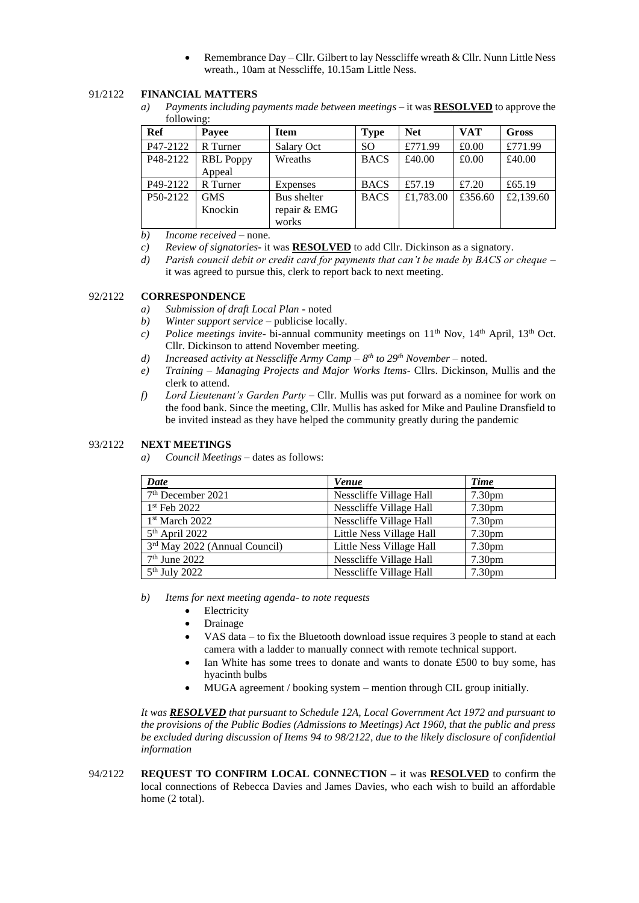- Remembrance Day – Cllr. Gilbert to lay Nesscliffe wreath & Cllr. Nunn Little Ness wreath., 10am at Nesscliffe, 10.15am Little Ness.

91/2122 **FINANCIAL MATTERS**

*a) Payments including payments made between meetings* – it was **RESOLVED** to approve the following:

| Ref | Payee | Item | Type | Net | VAT | Gross |
|---|---|---|---|---|---|---|
| P47-2122 | R Turner | Salary Oct | SO | £771.99 | £0.00 | £771.99 |
| P48-2122 | RBL Poppy Appeal | Wreaths | BACS | £40.00 | £0.00 | £40.00 |
| P49-2122 | R Turner | Expenses | BACS | £57.19 | £7.20 | £65.19 |
| P50-2122 | GMS Knockin | Bus shelter repair & EMG works | BACS | £1,783.00 | £356.60 | £2,139.60 |

*b) Income received* – none.

*c) Review of signatories*- it was **RESOLVED** to add Cllr. Dickinson as a signatory.

*d) Parish council debit or credit card for payments that can't be made by BACS or cheque* – it was agreed to pursue this, clerk to report back to next meeting.

92/2122 **CORRESPONDENCE**

*a) Submission of draft Local Plan* - noted

*b) Winter support service* – publicise locally.

*c) Police meetings invite*- bi-annual community meetings on 11th Nov, 14th April, 13th Oct. Cllr. Dickinson to attend November meeting.

*d) Increased activity at Nesscliffe Army Camp – 8th to 29th November* – noted.

*e) Training – Managing Projects and Major Works Items*- Cllrs. Dickinson, Mullis and the clerk to attend.

*f) Lord Lieutenant's Garden Party* – Cllr. Mullis was put forward as a nominee for work on the food bank. Since the meeting, Cllr. Mullis has asked for Mike and Pauline Dransfield to be invited instead as they have helped the community greatly during the pandemic

93/2122 **NEXT MEETINGS**

*a) Council Meetings* – dates as follows:

| ***Date*** | ***Venue*** | ***Time*** |
|---|---|---|
| 7th December 2021 | Nesscliffe Village Hall | 7.30pm |
| 1st Feb 2022 | Nesscliffe Village Hall | 7.30pm |
| 1st March 2022 | Nesscliffe Village Hall | 7.30pm |
| 5th April 2022 | Little Ness Village Hall | 7.30pm |
| 3rd May 2022 (Annual Council) | Little Ness Village Hall | 7.30pm |
| 7th June 2022 | Nesscliffe Village Hall | 7.30pm |
| 5th July 2022 | Nesscliffe Village Hall | 7.30pm |

*b) Items for next meeting agenda- to note requests*

- Electricity
- Drainage
- VAS data – to fix the Bluetooth download issue requires 3 people to stand at each camera with a ladder to manually connect with remote technical support.
- Ian White has some trees to donate and wants to donate £500 to buy some, has hyacinth bulbs
- MUGA agreement / booking system – mention through CIL group initially.

*It was **RESOLVED** that pursuant to Schedule 12A, Local Government Act 1972 and pursuant to the provisions of the Public Bodies (Admissions to Meetings) Act 1960, that the public and press be excluded during discussion of Items 94 to 98/2122, due to the likely disclosure of confidential information*

94/2122 **REQUEST TO CONFIRM LOCAL CONNECTION –** it was **RESOLVED** to confirm the local connections of Rebecca Davies and James Davies, who each wish to build an affordable home (2 total).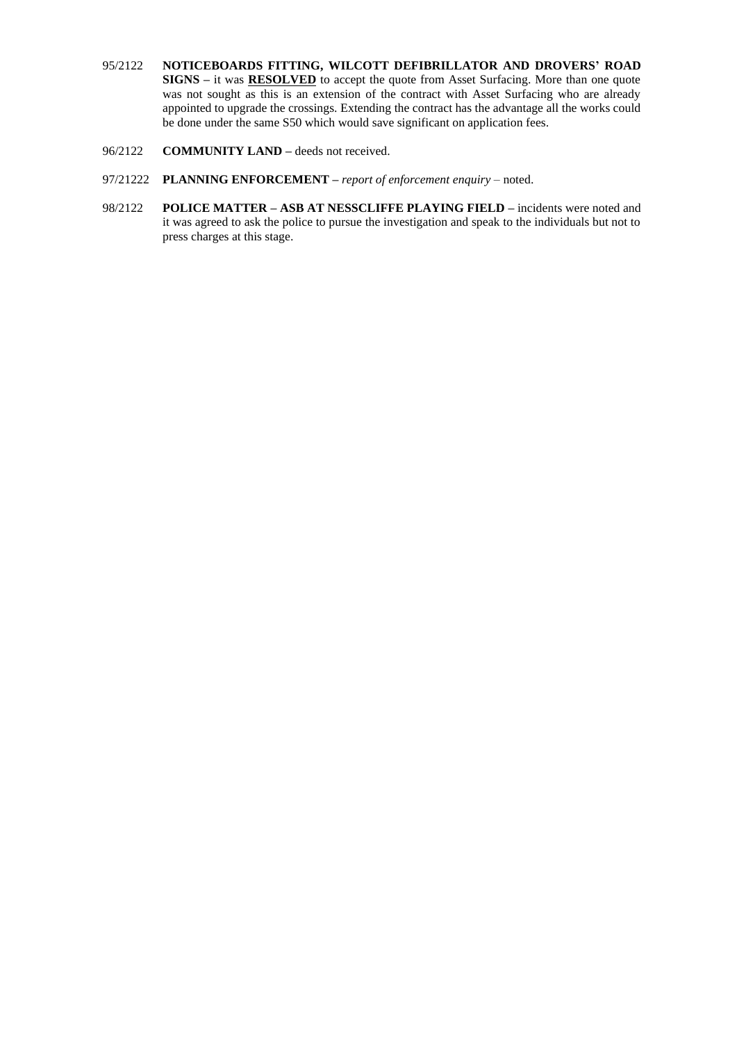95/2122 **NOTICEBOARDS FITTING, WILCOTT DEFIBRILLATOR AND DROVERS' ROAD SIGNS –** it was **RESOLVED** to accept the quote from Asset Surfacing. More than one quote was not sought as this is an extension of the contract with Asset Surfacing who are already appointed to upgrade the crossings. Extending the contract has the advantage all the works could be done under the same S50 which would save significant on application fees.

96/2122 **COMMUNITY LAND –** deeds not received.

97/21222 **PLANNING ENFORCEMENT –** *report of enforcement enquiry* – noted.

98/2122 **POLICE MATTER – ASB AT NESSCLIFFE PLAYING FIELD –** incidents were noted and it was agreed to ask the police to pursue the investigation and speak to the individuals but not to press charges at this stage.